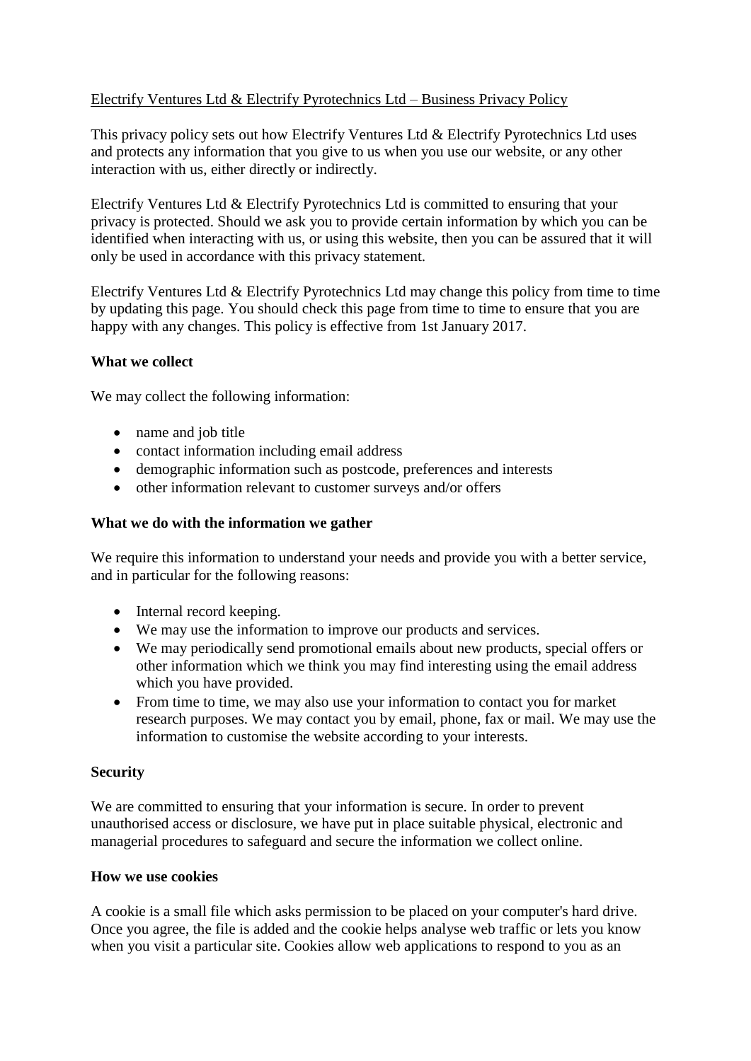Electrify Ventures Ltd & Electrify Pyrotechnics Ltd – Business Privacy Policy

This privacy policy sets out how Electrify Ventures Ltd & Electrify Pyrotechnics Ltd uses and protects any information that you give to us when you use our website, or any other interaction with us, either directly or indirectly.

Electrify Ventures Ltd & Electrify Pyrotechnics Ltd is committed to ensuring that your privacy is protected. Should we ask you to provide certain information by which you can be identified when interacting with us, or using this website, then you can be assured that it will only be used in accordance with this privacy statement.

Electrify Ventures Ltd & Electrify Pyrotechnics Ltd may change this policy from time to time by updating this page. You should check this page from time to time to ensure that you are happy with any changes. This policy is effective from 1st January 2017.

**What we collect**

We may collect the following information:

- name and job title
- contact information including email address
- demographic information such as postcode, preferences and interests
- other information relevant to customer surveys and/or offers

**What we do with the information we gather**

We require this information to understand your needs and provide you with a better service, and in particular for the following reasons:

- Internal record keeping.
- We may use the information to improve our products and services.
- We may periodically send promotional emails about new products, special offers or other information which we think you may find interesting using the email address which you have provided.
- From time to time, we may also use your information to contact you for market research purposes. We may contact you by email, phone, fax or mail. We may use the information to customise the website according to your interests.

**Security**

We are committed to ensuring that your information is secure. In order to prevent unauthorised access or disclosure, we have put in place suitable physical, electronic and managerial procedures to safeguard and secure the information we collect online.

**How we use cookies**

A cookie is a small file which asks permission to be placed on your computer's hard drive. Once you agree, the file is added and the cookie helps analyse web traffic or lets you know when you visit a particular site. Cookies allow web applications to respond to you as an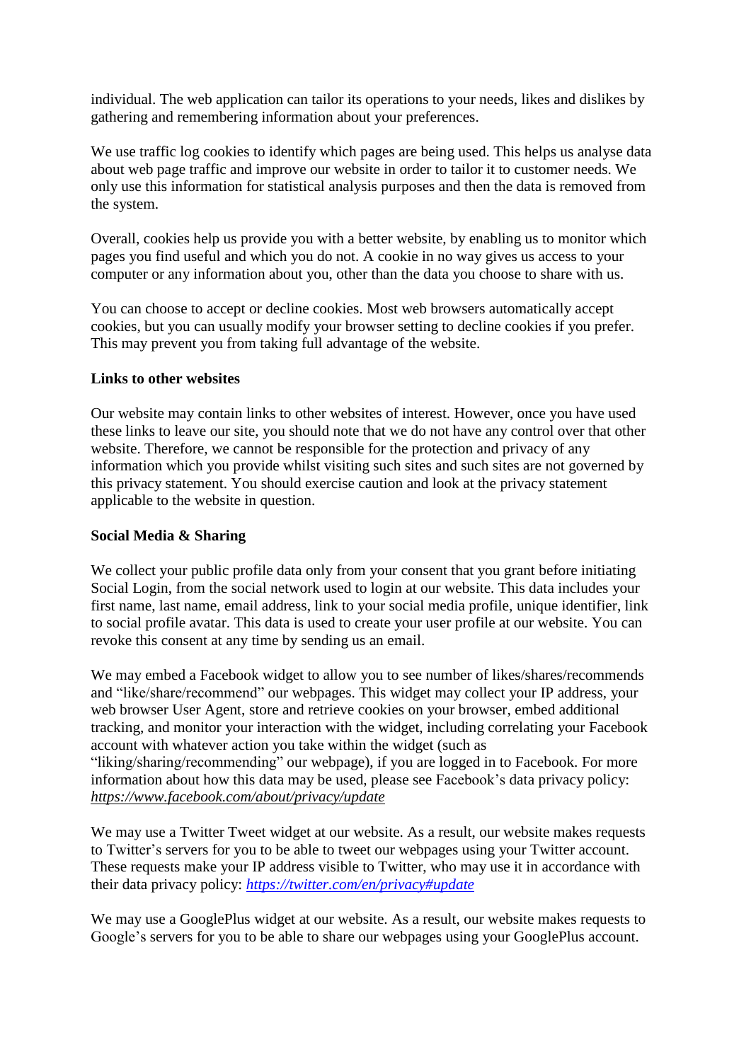individual. The web application can tailor its operations to your needs, likes and dislikes by gathering and remembering information about your preferences.

We use traffic log cookies to identify which pages are being used. This helps us analyse data about web page traffic and improve our website in order to tailor it to customer needs. We only use this information for statistical analysis purposes and then the data is removed from the system.

Overall, cookies help us provide you with a better website, by enabling us to monitor which pages you find useful and which you do not. A cookie in no way gives us access to your computer or any information about you, other than the data you choose to share with us.

You can choose to accept or decline cookies. Most web browsers automatically accept cookies, but you can usually modify your browser setting to decline cookies if you prefer. This may prevent you from taking full advantage of the website.

**Links to other websites**

Our website may contain links to other websites of interest. However, once you have used these links to leave our site, you should note that we do not have any control over that other website. Therefore, we cannot be responsible for the protection and privacy of any information which you provide whilst visiting such sites and such sites are not governed by this privacy statement. You should exercise caution and look at the privacy statement applicable to the website in question.

**Social Media & Sharing**

We collect your public profile data only from your consent that you grant before initiating Social Login, from the social network used to login at our website. This data includes your first name, last name, email address, link to your social media profile, unique identifier, link to social profile avatar. This data is used to create your user profile at our website. You can revoke this consent at any time by sending us an email.

We may embed a Facebook widget to allow you to see number of likes/shares/recommends and "like/share/recommend" our webpages. This widget may collect your IP address, your web browser User Agent, store and retrieve cookies on your browser, embed additional tracking, and monitor your interaction with the widget, including correlating your Facebook account with whatever action you take within the widget (such as "liking/sharing/recommending" our webpage), if you are logged in to Facebook. For more information about how this data may be used, please see Facebook's data privacy policy: *https://www.facebook.com/about/privacy/update*

We may use a Twitter Tweet widget at our website. As a result, our website makes requests to Twitter's servers for you to be able to tweet our webpages using your Twitter account. These requests make your IP address visible to Twitter, who may use it in accordance with their data privacy policy: *https://twitter.com/en/privacy#update*

We may use a GooglePlus widget at our website. As a result, our website makes requests to Google's servers for you to be able to share our webpages using your GooglePlus account.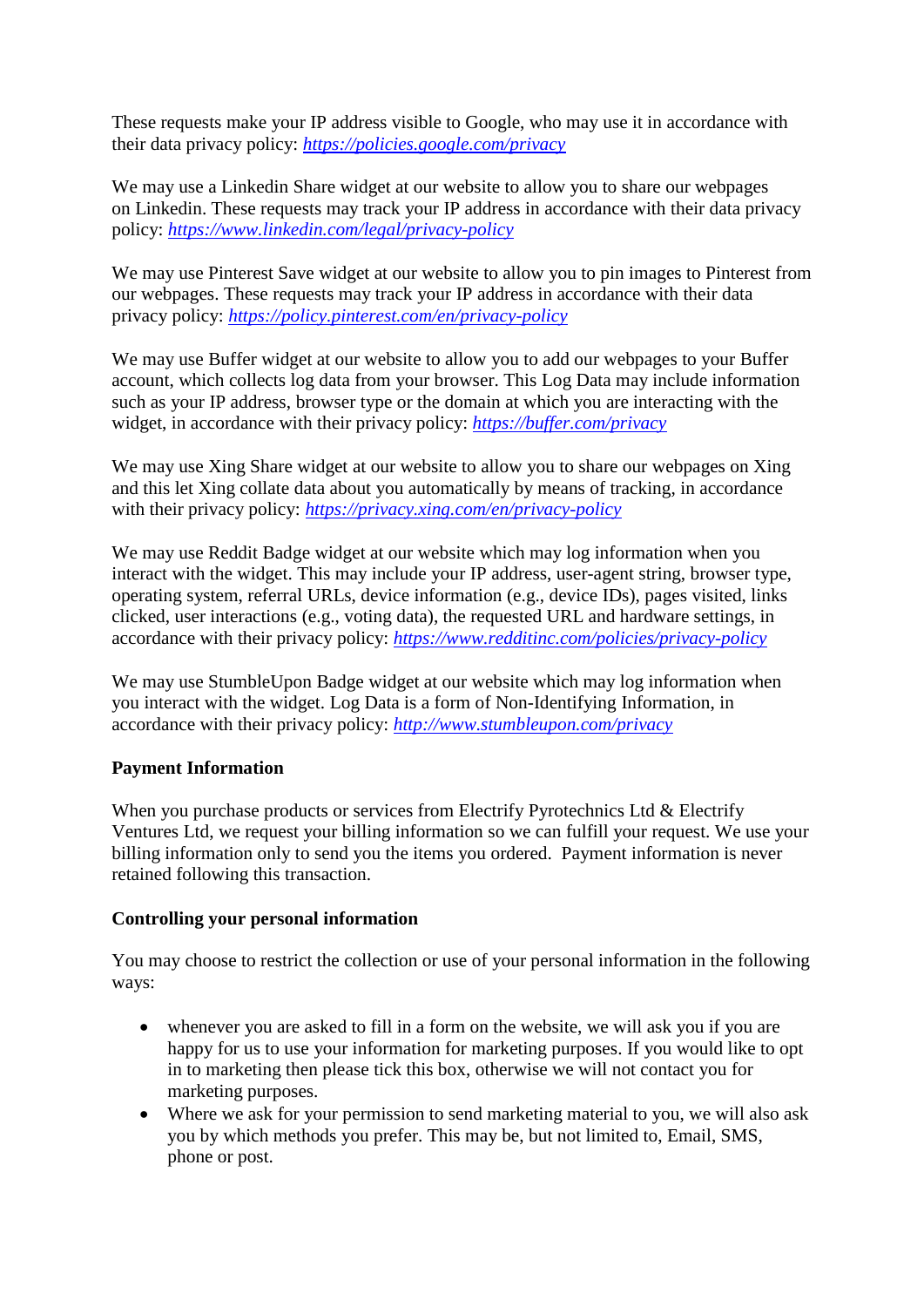These requests make your IP address visible to Google, who may use it in accordance with their data privacy policy: [https://policies.google.com/privacy](https://policies.google.com/privacy)

We may use a Linkedin Share widget at our website to allow you to share our webpages on Linkedin. These requests may track your IP address in accordance with their data privacy policy: [https://www.linkedin.com/legal/privacy-policy](https://www.linkedin.com/legal/privacy-policy)

We may use Pinterest Save widget at our website to allow you to pin images to Pinterest from our webpages. These requests may track your IP address in accordance with their data privacy policy: [https://policy.pinterest.com/en/privacy-policy](https://policy.pinterest.com/en/privacy-policy)

We may use Buffer widget at our website to allow you to add our webpages to your Buffer account, which collects log data from your browser. This Log Data may include information such as your IP address, browser type or the domain at which you are interacting with the widget, in accordance with their privacy policy: [https://buffer.com/privacy](https://buffer.com/privacy)

We may use Xing Share widget at our website to allow you to share our webpages on Xing and this let Xing collate data about you automatically by means of tracking, in accordance with their privacy policy: [https://privacy.xing.com/en/privacy-policy](https://privacy.xing.com/en/privacy-policy)

We may use Reddit Badge widget at our website which may log information when you interact with the widget. This may include your IP address, user-agent string, browser type, operating system, referral URLs, device information (e.g., device IDs), pages visited, links clicked, user interactions (e.g., voting data), the requested URL and hardware settings, in accordance with their privacy policy: [https://www.redditinc.com/policies/privacy-policy](https://www.redditinc.com/policies/privacy-policy)

We may use StumbleUpon Badge widget at our website which may log information when you interact with the widget. Log Data is a form of Non-Identifying Information, in accordance with their privacy policy: [http://www.stumbleupon.com/privacy](http://www.stumbleupon.com/privacy)

**Payment Information**

When you purchase products or services from Electrify Pyrotechnics Ltd & Electrify Ventures Ltd, we request your billing information so we can fulfill your request. We use your billing information only to send you the items you ordered. Payment information is never retained following this transaction.

**Controlling your personal information**

You may choose to restrict the collection or use of your personal information in the following ways:

- whenever you are asked to fill in a form on the website, we will ask you if you are happy for us to use your information for marketing purposes. If you would like to opt in to marketing then please tick this box, otherwise we will not contact you for marketing purposes.
- Where we ask for your permission to send marketing material to you, we will also ask you by which methods you prefer. This may be, but not limited to, Email, SMS, phone or post.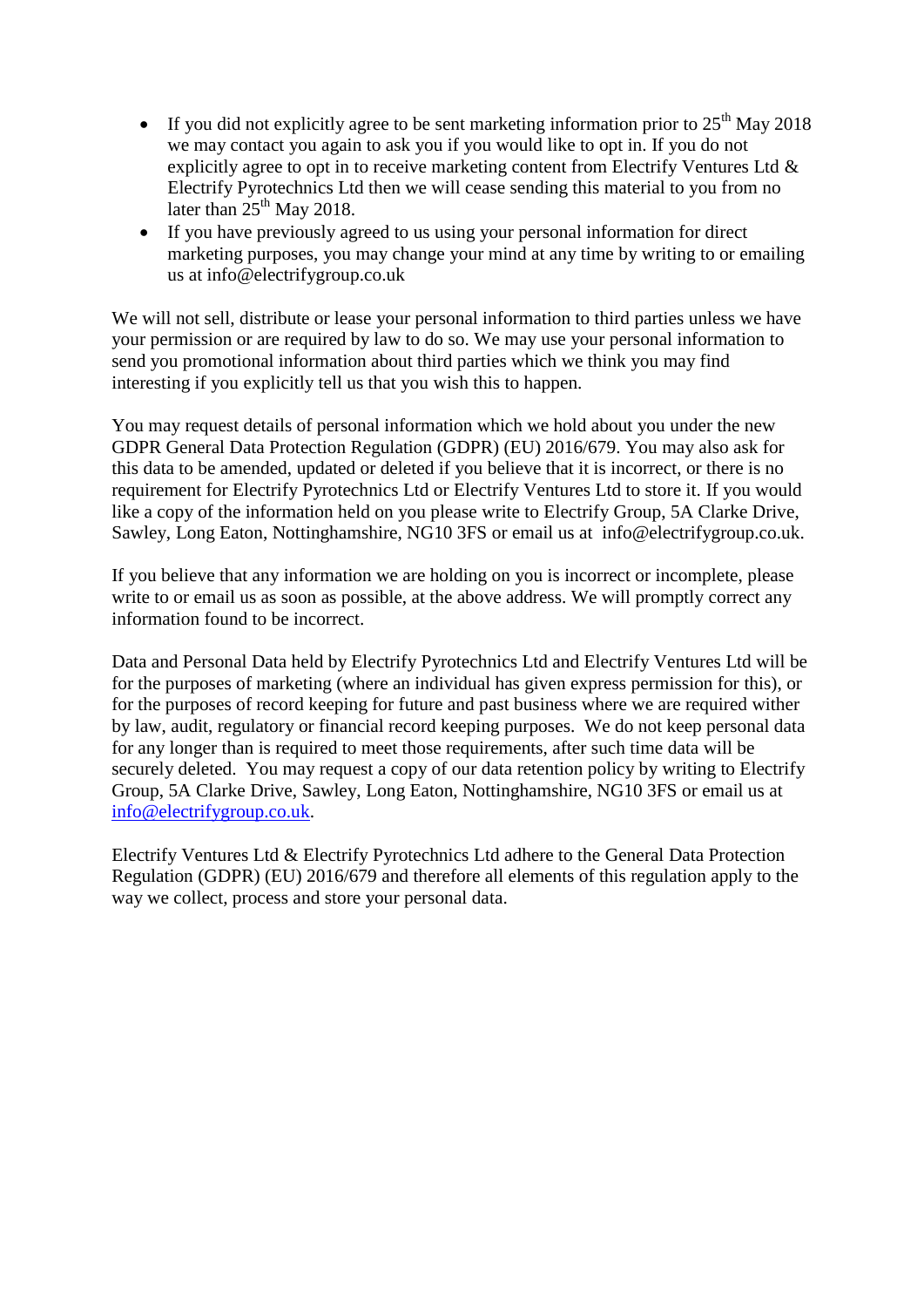- If you did not explicitly agree to be sent marketing information prior to 25th May 2018 we may contact you again to ask you if you would like to opt in. If you do not explicitly agree to opt in to receive marketing content from Electrify Ventures Ltd & Electrify Pyrotechnics Ltd then we will cease sending this material to you from no later than 25th May 2018.
- If you have previously agreed to us using your personal information for direct marketing purposes, you may change your mind at any time by writing to or emailing us at info@electrifygroup.co.uk

We will not sell, distribute or lease your personal information to third parties unless we have your permission or are required by law to do so. We may use your personal information to send you promotional information about third parties which we think you may find interesting if you explicitly tell us that you wish this to happen.

You may request details of personal information which we hold about you under the new GDPR General Data Protection Regulation (GDPR) (EU) 2016/679. You may also ask for this data to be amended, updated or deleted if you believe that it is incorrect, or there is no requirement for Electrify Pyrotechnics Ltd or Electrify Ventures Ltd to store it. If you would like a copy of the information held on you please write to Electrify Group, 5A Clarke Drive, Sawley, Long Eaton, Nottinghamshire, NG10 3FS or email us at info@electrifygroup.co.uk.

If you believe that any information we are holding on you is incorrect or incomplete, please write to or email us as soon as possible, at the above address. We will promptly correct any information found to be incorrect.

Data and Personal Data held by Electrify Pyrotechnics Ltd and Electrify Ventures Ltd will be for the purposes of marketing (where an individual has given express permission for this), or for the purposes of record keeping for future and past business where we are required wither by law, audit, regulatory or financial record keeping purposes. We do not keep personal data for any longer than is required to meet those requirements, after such time data will be securely deleted. You may request a copy of our data retention policy by writing to Electrify Group, 5A Clarke Drive, Sawley, Long Eaton, Nottinghamshire, NG10 3FS or email us at info@electrifygroup.co.uk.

Electrify Ventures Ltd & Electrify Pyrotechnics Ltd adhere to the General Data Protection Regulation (GDPR) (EU) 2016/679 and therefore all elements of this regulation apply to the way we collect, process and store your personal data.